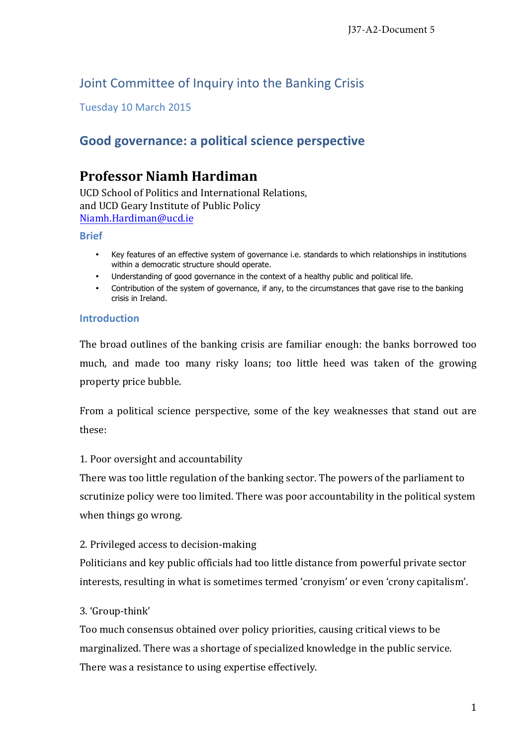J37-A2-Document 5

## Joint Committee of Inquiry into the Banking Crisis

Tuesday 10 March 2015

# Good governance: a political science perspective

## Professor Niamh Hardiman

UCD School of Politics and International Relations,
and UCD Geary Institute of Public Policy
Niamh.Hardiman@ucd.ie

### Brief

- Key features of an effective system of governance i.e. standards to which relationships in institutions within a democratic structure should operate.
- Understanding of good governance in the context of a healthy public and political life.
- Contribution of the system of governance, if any, to the circumstances that gave rise to the banking crisis in Ireland.

### Introduction

The broad outlines of the banking crisis are familiar enough: the banks borrowed too much, and made too many risky loans; too little heed was taken of the growing property price bubble.

From a political science perspective, some of the key weaknesses that stand out are these:

1. Poor oversight and accountability

There was too little regulation of the banking sector. The powers of the parliament to scrutinize policy were too limited. There was poor accountability in the political system when things go wrong.

2. Privileged access to decision-making

Politicians and key public officials had too little distance from powerful private sector interests, resulting in what is sometimes termed 'cronyism' or even 'crony capitalism'.

3. 'Group-think'

Too much consensus obtained over policy priorities, causing critical views to be marginalized. There was a shortage of specialized knowledge in the public service. There was a resistance to using expertise effectively.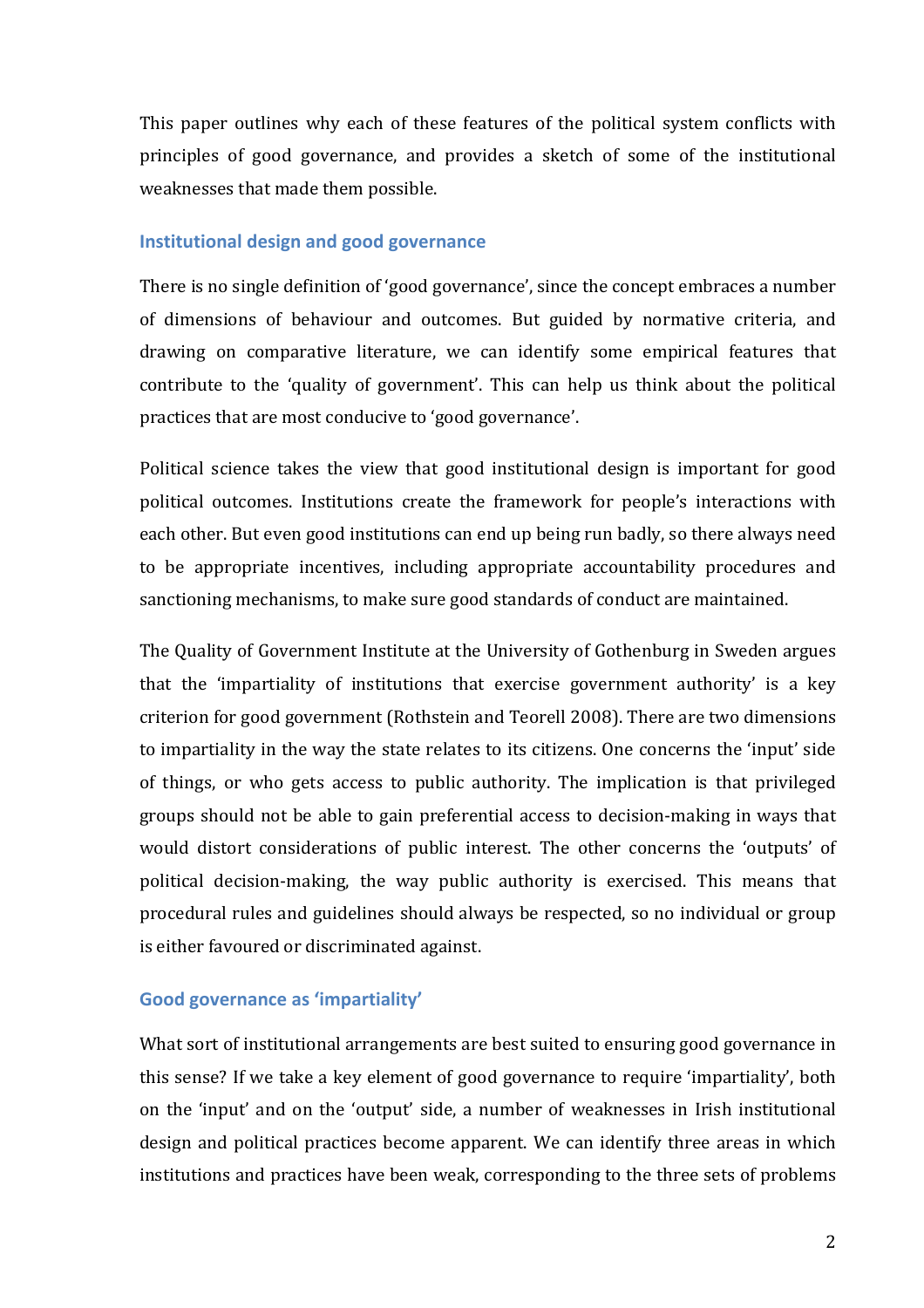This paper outlines why each of these features of the political system conflicts with principles of good governance, and provides a sketch of some of the institutional weaknesses that made them possible.

## Institutional design and good governance

There is no single definition of 'good governance', since the concept embraces a number of dimensions of behaviour and outcomes. But guided by normative criteria, and drawing on comparative literature, we can identify some empirical features that contribute to the 'quality of government'. This can help us think about the political practices that are most conducive to 'good governance'.

Political science takes the view that good institutional design is important for good political outcomes. Institutions create the framework for people's interactions with each other. But even good institutions can end up being run badly, so there always need to be appropriate incentives, including appropriate accountability procedures and sanctioning mechanisms, to make sure good standards of conduct are maintained.

The Quality of Government Institute at the University of Gothenburg in Sweden argues that the 'impartiality of institutions that exercise government authority' is a key criterion for good government (Rothstein and Teorell 2008). There are two dimensions to impartiality in the way the state relates to its citizens. One concerns the 'input' side of things, or who gets access to public authority. The implication is that privileged groups should not be able to gain preferential access to decision-making in ways that would distort considerations of public interest. The other concerns the 'outputs' of political decision-making, the way public authority is exercised. This means that procedural rules and guidelines should always be respected, so no individual or group is either favoured or discriminated against.

## Good governance as 'impartiality'

What sort of institutional arrangements are best suited to ensuring good governance in this sense? If we take a key element of good governance to require 'impartiality', both on the 'input' and on the 'output' side, a number of weaknesses in Irish institutional design and political practices become apparent. We can identify three areas in which institutions and practices have been weak, corresponding to the three sets of problems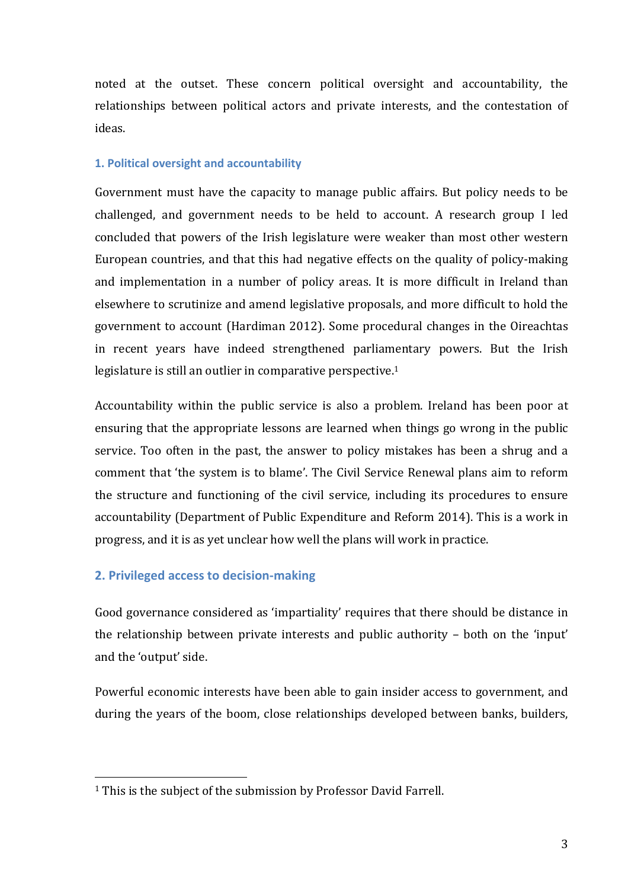noted at the outset. These concern political oversight and accountability, the relationships between political actors and private interests, and the contestation of ideas.

### 1. Political oversight and accountability

Government must have the capacity to manage public affairs. But policy needs to be challenged, and government needs to be held to account. A research group I led concluded that powers of the Irish legislature were weaker than most other western European countries, and that this had negative effects on the quality of policy-making and implementation in a number of policy areas. It is more difficult in Ireland than elsewhere to scrutinize and amend legislative proposals, and more difficult to hold the government to account (Hardiman 2012). Some procedural changes in the Oireachtas in recent years have indeed strengthened parliamentary powers. But the Irish legislature is still an outlier in comparative perspective.[1]

Accountability within the public service is also a problem. Ireland has been poor at ensuring that the appropriate lessons are learned when things go wrong in the public service. Too often in the past, the answer to policy mistakes has been a shrug and a comment that 'the system is to blame'. The Civil Service Renewal plans aim to reform the structure and functioning of the civil service, including its procedures to ensure accountability (Department of Public Expenditure and Reform 2014). This is a work in progress, and it is as yet unclear how well the plans will work in practice.

### 2. Privileged access to decision-making

Good governance considered as 'impartiality' requires that there should be distance in the relationship between private interests and public authority – both on the 'input' and the 'output' side.

Powerful economic interests have been able to gain insider access to government, and during the years of the boom, close relationships developed between banks, builders,

---

[1] This is the subject of the submission by Professor David Farrell.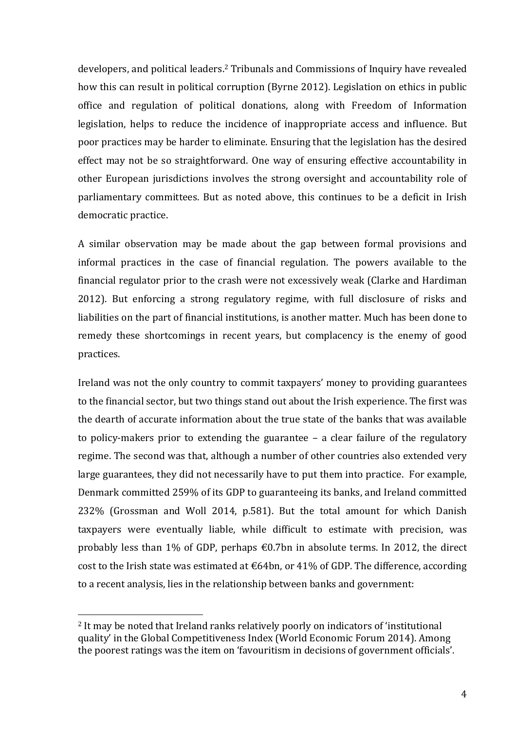developers, and political leaders.[2] Tribunals and Commissions of Inquiry have revealed how this can result in political corruption (Byrne 2012). Legislation on ethics in public office and regulation of political donations, along with Freedom of Information legislation, helps to reduce the incidence of inappropriate access and influence. But poor practices may be harder to eliminate. Ensuring that the legislation has the desired effect may not be so straightforward. One way of ensuring effective accountability in other European jurisdictions involves the strong oversight and accountability role of parliamentary committees. But as noted above, this continues to be a deficit in Irish democratic practice.

A similar observation may be made about the gap between formal provisions and informal practices in the case of financial regulation. The powers available to the financial regulator prior to the crash were not excessively weak (Clarke and Hardiman 2012). But enforcing a strong regulatory regime, with full disclosure of risks and liabilities on the part of financial institutions, is another matter. Much has been done to remedy these shortcomings in recent years, but complacency is the enemy of good practices.

Ireland was not the only country to commit taxpayers' money to providing guarantees to the financial sector, but two things stand out about the Irish experience. The first was the dearth of accurate information about the true state of the banks that was available to policy-makers prior to extending the guarantee – a clear failure of the regulatory regime. The second was that, although a number of other countries also extended very large guarantees, they did not necessarily have to put them into practice. For example, Denmark committed 259% of its GDP to guaranteeing its banks, and Ireland committed 232% (Grossman and Woll 2014, p.581). But the total amount for which Danish taxpayers were eventually liable, while difficult to estimate with precision, was probably less than 1% of GDP, perhaps €0.7bn in absolute terms. In 2012, the direct cost to the Irish state was estimated at €64bn, or 41% of GDP. The difference, according to a recent analysis, lies in the relationship between banks and government:

[2] It may be noted that Ireland ranks relatively poorly on indicators of 'institutional quality' in the Global Competitiveness Index (World Economic Forum 2014). Among the poorest ratings was the item on 'favouritism in decisions of government officials'.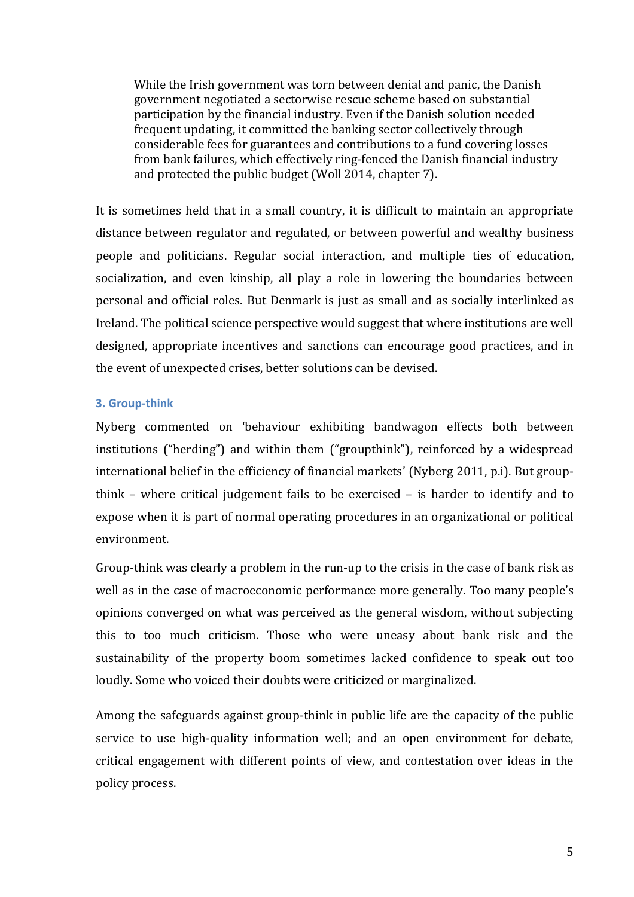> While the Irish government was torn between denial and panic, the Danish government negotiated a sectorwise rescue scheme based on substantial participation by the financial industry. Even if the Danish solution needed frequent updating, it committed the banking sector collectively through considerable fees for guarantees and contributions to a fund covering losses from bank failures, which effectively ring-fenced the Danish financial industry and protected the public budget (Woll 2014, chapter 7).

It is sometimes held that in a small country, it is difficult to maintain an appropriate distance between regulator and regulated, or between powerful and wealthy business people and politicians. Regular social interaction, and multiple ties of education, socialization, and even kinship, all play a role in lowering the boundaries between personal and official roles. But Denmark is just as small and as socially interlinked as Ireland. The political science perspective would suggest that where institutions are well designed, appropriate incentives and sanctions can encourage good practices, and in the event of unexpected crises, better solutions can be devised.

### 3. Group-think

Nyberg commented on 'behaviour exhibiting bandwagon effects both between institutions ("herding") and within them ("groupthink"), reinforced by a widespread international belief in the efficiency of financial markets' (Nyberg 2011, p.i). But group-think – where critical judgement fails to be exercised – is harder to identify and to expose when it is part of normal operating procedures in an organizational or political environment.

Group-think was clearly a problem in the run-up to the crisis in the case of bank risk as well as in the case of macroeconomic performance more generally. Too many people's opinions converged on what was perceived as the general wisdom, without subjecting this to too much criticism. Those who were uneasy about bank risk and the sustainability of the property boom sometimes lacked confidence to speak out too loudly. Some who voiced their doubts were criticized or marginalized.

Among the safeguards against group-think in public life are the capacity of the public service to use high-quality information well; and an open environment for debate, critical engagement with different points of view, and contestation over ideas in the policy process.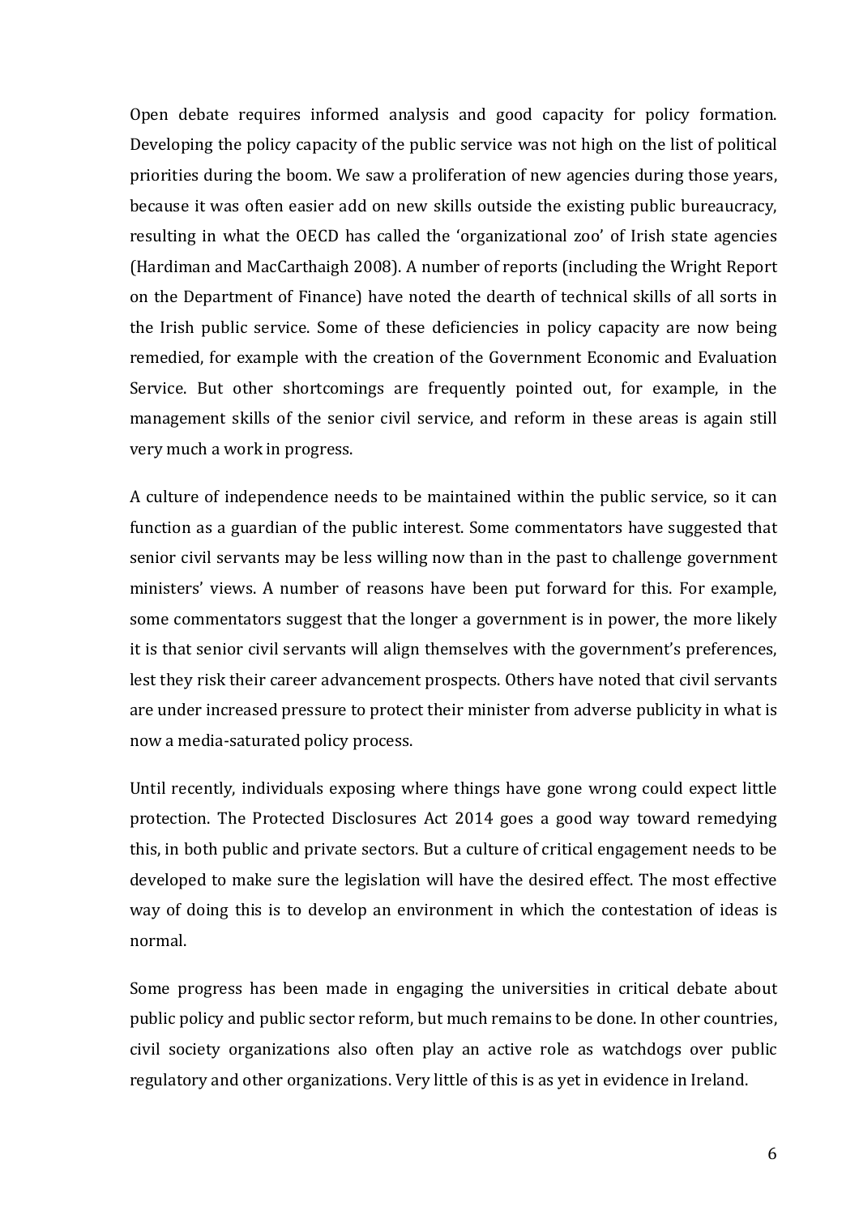Open debate requires informed analysis and good capacity for policy formation. Developing the policy capacity of the public service was not high on the list of political priorities during the boom. We saw a proliferation of new agencies during those years, because it was often easier add on new skills outside the existing public bureaucracy, resulting in what the OECD has called the 'organizational zoo' of Irish state agencies (Hardiman and MacCarthaigh 2008). A number of reports (including the Wright Report on the Department of Finance) have noted the dearth of technical skills of all sorts in the Irish public service. Some of these deficiencies in policy capacity are now being remedied, for example with the creation of the Government Economic and Evaluation Service. But other shortcomings are frequently pointed out, for example, in the management skills of the senior civil service, and reform in these areas is again still very much a work in progress.

A culture of independence needs to be maintained within the public service, so it can function as a guardian of the public interest. Some commentators have suggested that senior civil servants may be less willing now than in the past to challenge government ministers' views. A number of reasons have been put forward for this. For example, some commentators suggest that the longer a government is in power, the more likely it is that senior civil servants will align themselves with the government's preferences, lest they risk their career advancement prospects. Others have noted that civil servants are under increased pressure to protect their minister from adverse publicity in what is now a media-saturated policy process.

Until recently, individuals exposing where things have gone wrong could expect little protection. The Protected Disclosures Act 2014 goes a good way toward remedying this, in both public and private sectors. But a culture of critical engagement needs to be developed to make sure the legislation will have the desired effect. The most effective way of doing this is to develop an environment in which the contestation of ideas is normal.

Some progress has been made in engaging the universities in critical debate about public policy and public sector reform, but much remains to be done. In other countries, civil society organizations also often play an active role as watchdogs over public regulatory and other organizations. Very little of this is as yet in evidence in Ireland.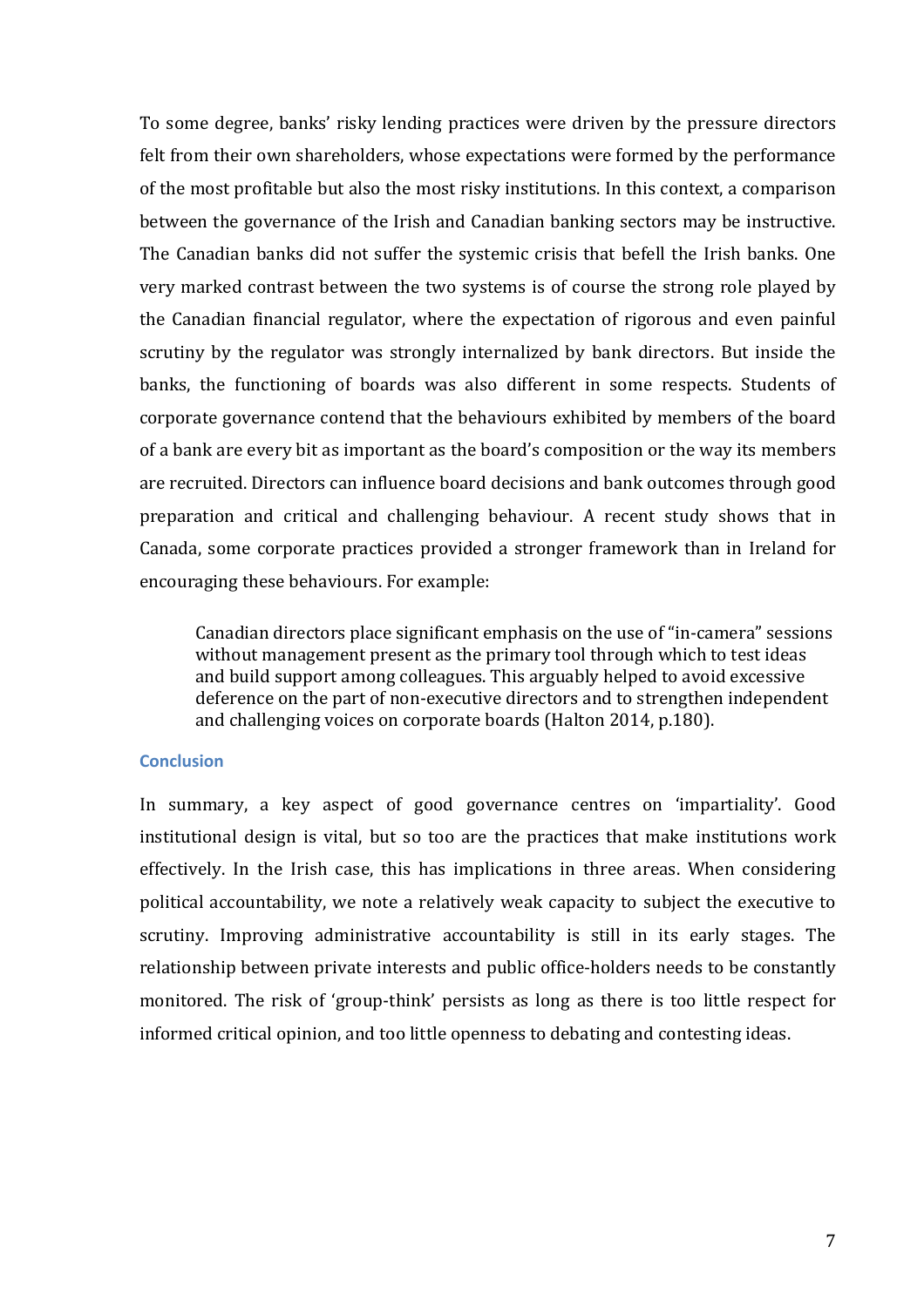To some degree, banks' risky lending practices were driven by the pressure directors felt from their own shareholders, whose expectations were formed by the performance of the most profitable but also the most risky institutions. In this context, a comparison between the governance of the Irish and Canadian banking sectors may be instructive. The Canadian banks did not suffer the systemic crisis that befell the Irish banks. One very marked contrast between the two systems is of course the strong role played by the Canadian financial regulator, where the expectation of rigorous and even painful scrutiny by the regulator was strongly internalized by bank directors. But inside the banks, the functioning of boards was also different in some respects. Students of corporate governance contend that the behaviours exhibited by members of the board of a bank are every bit as important as the board's composition or the way its members are recruited. Directors can influence board decisions and bank outcomes through good preparation and critical and challenging behaviour. A recent study shows that in Canada, some corporate practices provided a stronger framework than in Ireland for encouraging these behaviours. For example:

> Canadian directors place significant emphasis on the use of "in-camera" sessions without management present as the primary tool through which to test ideas and build support among colleagues. This arguably helped to avoid excessive deference on the part of non-executive directors and to strengthen independent and challenging voices on corporate boards (Halton 2014, p.180).

## Conclusion

In summary, a key aspect of good governance centres on 'impartiality'. Good institutional design is vital, but so too are the practices that make institutions work effectively. In the Irish case, this has implications in three areas. When considering political accountability, we note a relatively weak capacity to subject the executive to scrutiny. Improving administrative accountability is still in its early stages. The relationship between private interests and public office-holders needs to be constantly monitored. The risk of 'group-think' persists as long as there is too little respect for informed critical opinion, and too little openness to debating and contesting ideas.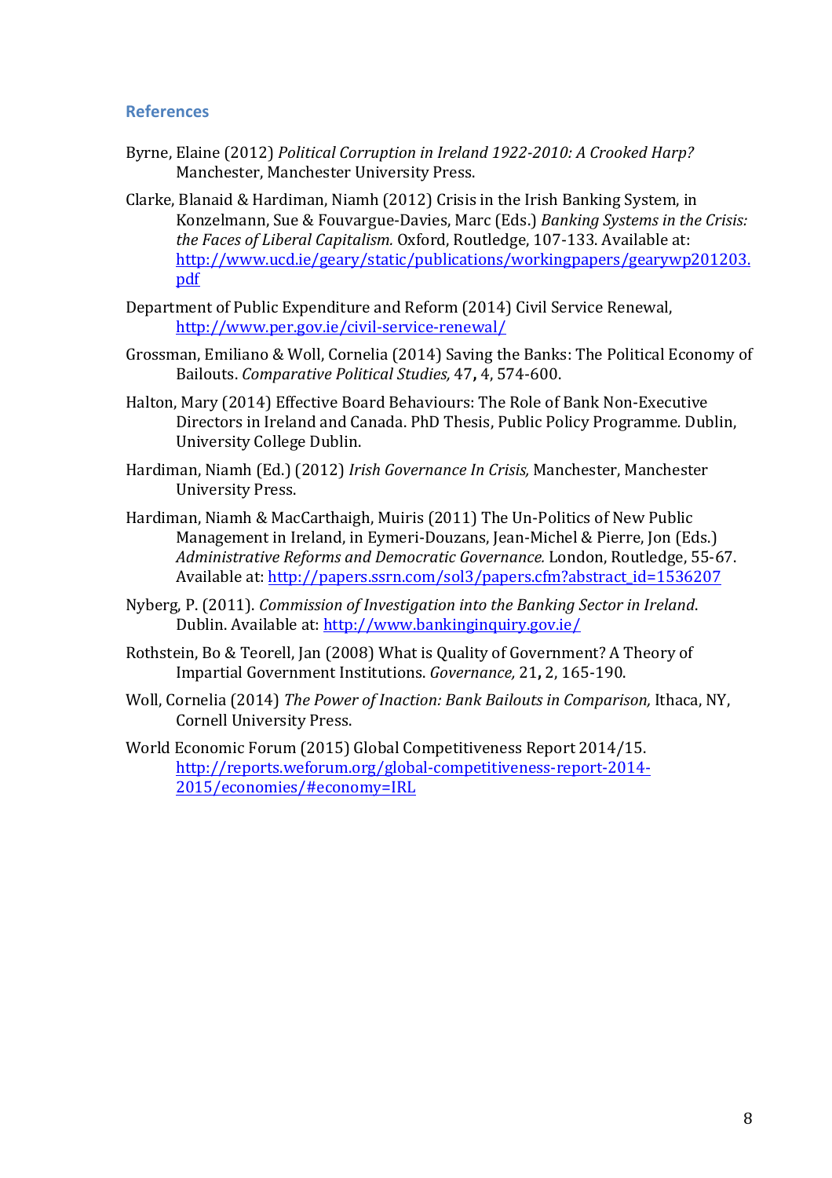## References

Byrne, Elaine (2012) *Political Corruption in Ireland 1922-2010: A Crooked Harp?* Manchester, Manchester University Press.

Clarke, Blanaid & Hardiman, Niamh (2012) Crisis in the Irish Banking System, in Konzelmann, Sue & Fouvargue-Davies, Marc (Eds.) *Banking Systems in the Crisis: the Faces of Liberal Capitalism.* Oxford, Routledge, 107-133. Available at: http://www.ucd.ie/geary/static/publications/workingpapers/gearywp201203.pdf

Department of Public Expenditure and Reform (2014) Civil Service Renewal, http://www.per.gov.ie/civil-service-renewal/

Grossman, Emiliano & Woll, Cornelia (2014) Saving the Banks: The Political Economy of Bailouts. *Comparative Political Studies,* 47**,** 4, 574-600.

Halton, Mary (2014) Effective Board Behaviours: The Role of Bank Non-Executive Directors in Ireland and Canada. PhD Thesis, Public Policy Programme. Dublin, University College Dublin.

Hardiman, Niamh (Ed.) (2012) *Irish Governance In Crisis,* Manchester, Manchester University Press.

Hardiman, Niamh & MacCarthaigh, Muiris (2011) The Un-Politics of New Public Management in Ireland, in Eymeri-Douzans, Jean-Michel & Pierre, Jon (Eds.) *Administrative Reforms and Democratic Governance.* London, Routledge, 55-67. Available at: http://papers.ssrn.com/sol3/papers.cfm?abstract_id=1536207

Nyberg, P. (2011). *Commission of Investigation into the Banking Sector in Ireland*. Dublin. Available at: http://www.bankinginquiry.gov.ie/

Rothstein, Bo & Teorell, Jan (2008) What is Quality of Government? A Theory of Impartial Government Institutions. *Governance,* 21**,** 2, 165-190.

Woll, Cornelia (2014) *The Power of Inaction: Bank Bailouts in Comparison,* Ithaca, NY, Cornell University Press.

World Economic Forum (2015) Global Competitiveness Report 2014/15. http://reports.weforum.org/global-competitiveness-report-2014-2015/economies/#economy=IRL